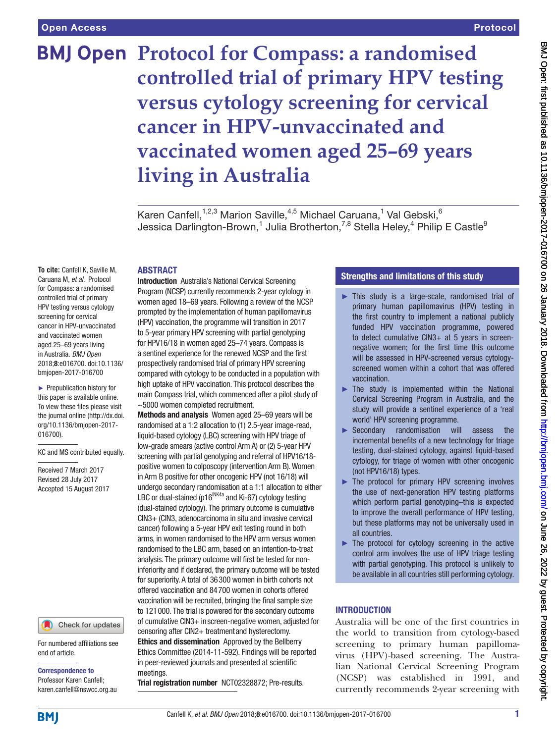# Protocol for Compass: a randomised controlled trial of primary HPV testing versus cytology screening for cervical cancer in HPV-unvaccinated and vaccinated women aged 25–69 years living in Australia

Karen Canfell,[1,2,3] Marion Saville,[4,5] Michael Caruana,[1] Val Gebski,[6] Jessica Darlington-Brown,[1] Julia Brotherton,[7,8] Stella Heley,[4] Philip E Castle[9]

**To cite:** Canfell K, Saville M, Caruana M, *et al*. Protocol for Compass: a randomised controlled trial of primary HPV testing versus cytology screening for cervical cancer in HPV-unvaccinated and vaccinated women aged 25–69 years living in Australia. *BMJ Open* 2018;**8**:e016700. doi:10.1136/bmjopen-2017-016700

► Prepublication history for this paper is available online. To view these files please visit the journal online (http://dx.doi.org/10.1136/bmjopen-2017-016700).

KC and MS contributed equally.

Received 7 March 2017
Revised 28 July 2017
Accepted 15 August 2017

For numbered affiliations see end of article.

**Correspondence to**
Professor Karen Canfell; karen.canfell@nswcc.org.au

## ABSTRACT

**Introduction** Australia's National Cervical Screening Program (NCSP) currently recommends 2-year cytology in women aged 18–69 years. Following a review of the NCSP prompted by the implementation of human papillomavirus (HPV) vaccination, the programme will transition in 2017 to 5-year primary HPV screening with partial genotyping for HPV16/18 in women aged 25–74 years. Compass is a sentinel experience for the renewed NCSP and the first prospectively randomised trial of primary HPV screening compared with cytology to be conducted in a population with high uptake of HPV vaccination. This protocol describes the main Compass trial, which commenced after a pilot study of ~5000 women completed recruitment.

**Methods and analysis** Women aged 25–69 years will be randomised at a 1:2 allocation to (1) 2.5-year image-read, liquid-based cytology (LBC) screening with HPV triage of low-grade smears (active control Arm A) or (2) 5-year HPV screening with partial genotyping and referral of HPV16/18-positive women to colposcopy (intervention Arm B). Women in Arm B positive for other oncogenic HPV (not 16/18) will undergo secondary randomisation at a 1:1 allocation to either LBC or dual-stained (p16[INK4a] and Ki-67) cytology testing (dual-stained cytology). The primary outcome is cumulative CIN3+ (CIN3, adenocarcinoma in situ and invasive cervical cancer) following a 5-year HPV exit testing round in both arms, in women randomised to the HPV arm versus women randomised to the LBC arm, based on an intention-to-treat analysis. The primary outcome will first be tested for non-inferiority and if declared, the primary outcome will be tested for superiority. A total of 36 300 women in birth cohorts not offered vaccination and 84 700 women in cohorts offered vaccination will be recruited, bringing the final sample size to 121 000. The trial is powered for the secondary outcome of cumulative CIN3+ in screen-negative women, adjusted for censoring after CIN2+ treatment and hysterectomy.

**Ethics and dissemination** Approved by the Bellberry Ethics Committee (2014-11-592). Findings will be reported in peer-reviewed journals and presented at scientific meetings.

**Trial registration number** NCT02328872; Pre-results.

## Strengths and limitations of this study

- This study is a large-scale, randomised trial of primary human papillomavirus (HPV) testing in the first country to implement a national publicly funded HPV vaccination programme, powered to detect cumulative CIN3+ at 5 years in screen-negative women; for the first time this outcome will be assessed in HPV-screened versus cytology-screened women within a cohort that was offered vaccination.
- The study is implemented within the National Cervical Screening Program in Australia, and the study will provide a sentinel experience of a 'real world' HPV screening programme.
- Secondary randomisation will assess the incremental benefits of a new technology for triage testing, dual-stained cytology, against liquid-based cytology, for triage of women with other oncogenic (not HPV16/18) types.
- The protocol for primary HPV screening involves the use of next-generation HPV testing platforms which perform partial genotyping–this is expected to improve the overall performance of HPV testing, but these platforms may not be universally used in all countries.
- The protocol for cytology screening in the active control arm involves the use of HPV triage testing with partial genotyping. This protocol is unlikely to be available in all countries still performing cytology.

## INTRODUCTION

Australia will be one of the first countries in the world to transition from cytology-based screening to primary human papillomavirus (HPV)-based screening. The Australian National Cervical Screening Program (NCSP) was established in 1991, and currently recommends 2-year screening with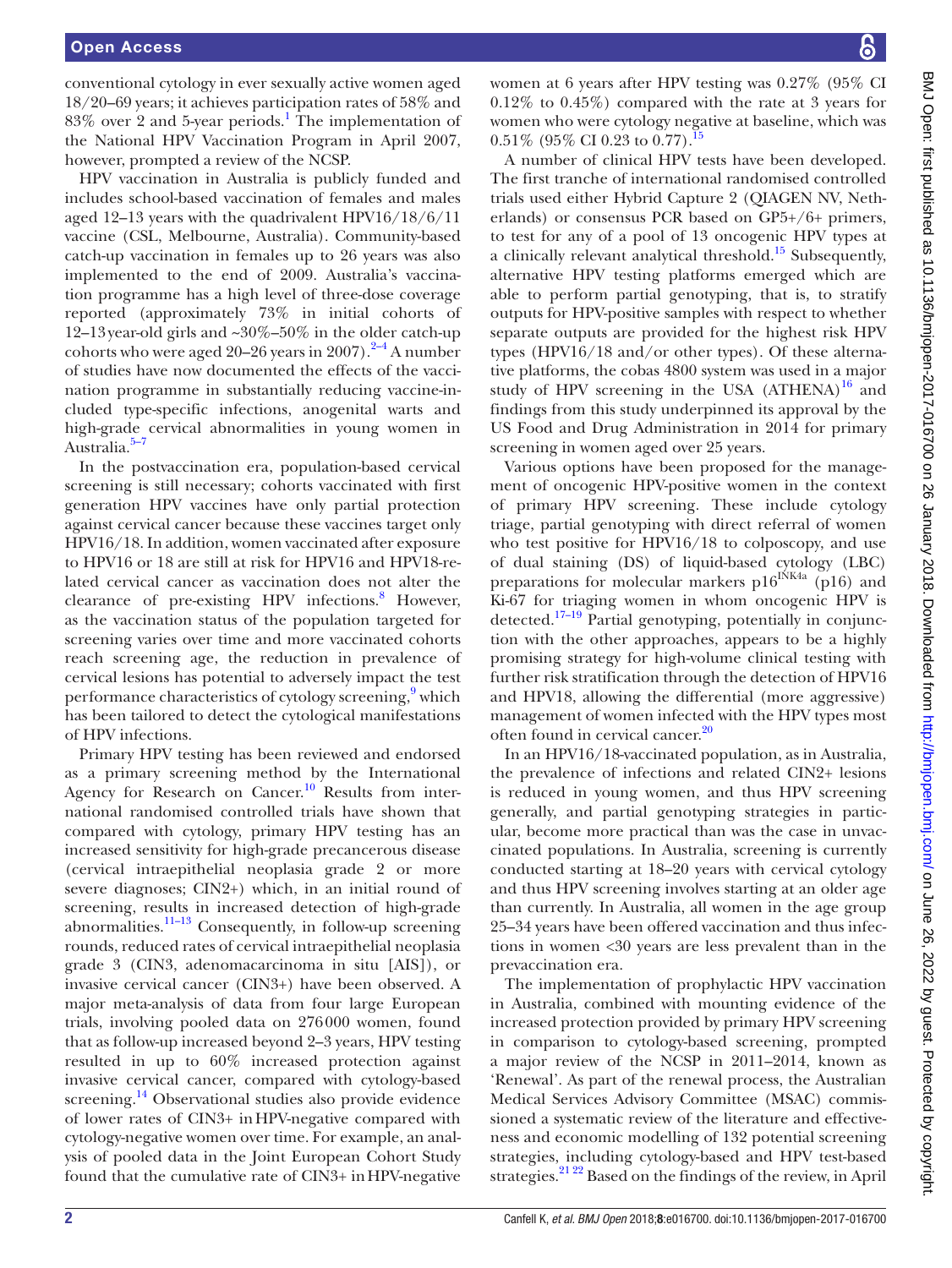conventional cytology in ever sexually active women aged 18/20–69 years; it achieves participation rates of 58% and 83% over 2 and 5-year periods.[1] The implementation of the National HPV Vaccination Program in April 2007, however, prompted a review of the NCSP.

HPV vaccination in Australia is publicly funded and includes school-based vaccination of females and males aged 12–13 years with the quadrivalent HPV16/18/6/11 vaccine (CSL, Melbourne, Australia). Community-based catch-up vaccination in females up to 26 years was also implemented to the end of 2009. Australia's vaccination programme has a high level of three-dose coverage reported (approximately 73% in initial cohorts of 12–13 year-old girls and ~30%–50% in the older catch-up cohorts who were aged 20–26 years in 2007).[2–4] A number of studies have now documented the effects of the vaccination programme in substantially reducing vaccine-included type-specific infections, anogenital warts and high-grade cervical abnormalities in young women in Australia.[5–7]

In the postvaccination era, population-based cervical screening is still necessary; cohorts vaccinated with first generation HPV vaccines have only partial protection against cervical cancer because these vaccines target only HPV16/18. In addition, women vaccinated after exposure to HPV16 or 18 are still at risk for HPV16 and HPV18-related cervical cancer as vaccination does not alter the clearance of pre-existing HPV infections.[8] However, as the vaccination status of the population targeted for screening varies over time and more vaccinated cohorts reach screening age, the reduction in prevalence of cervical lesions has potential to adversely impact the test performance characteristics of cytology screening,[9] which has been tailored to detect the cytological manifestations of HPV infections.

Primary HPV testing has been reviewed and endorsed as a primary screening method by the International Agency for Research on Cancer.[10] Results from international randomised controlled trials have shown that compared with cytology, primary HPV testing has an increased sensitivity for high-grade precancerous disease (cervical intraepithelial neoplasia grade 2 or more severe diagnoses; CIN2+) which, in an initial round of screening, results in increased detection of high-grade abnormalities.[11–13] Consequently, in follow-up screening rounds, reduced rates of cervical intraepithelial neoplasia grade 3 (CIN3, adenomacarcinoma in situ [AIS]), or invasive cervical cancer (CIN3+) have been observed. A major meta-analysis of data from four large European trials, involving pooled data on 276 000 women, found that as follow-up increased beyond 2–3 years, HPV testing resulted in up to 60% increased protection against invasive cervical cancer, compared with cytology-based screening.[14] Observational studies also provide evidence of lower rates of CIN3+ in HPV-negative compared with cytology-negative women over time. For example, an analysis of pooled data in the Joint European Cohort Study found that the cumulative rate of CIN3+ in HPV-negative women at 6 years after HPV testing was 0.27% (95% CI 0.12% to 0.45%) compared with the rate at 3 years for women who were cytology negative at baseline, which was 0.51% (95% CI 0.23 to 0.77).[15]

A number of clinical HPV tests have been developed. The first tranche of international randomised controlled trials used either Hybrid Capture 2 (QIAGEN NV, Netherlands) or consensus PCR based on GP5+/6+ primers, to test for any of a pool of 13 oncogenic HPV types at a clinically relevant analytical threshold.[15] Subsequently, alternative HPV testing platforms emerged which are able to perform partial genotyping, that is, to stratify outputs for HPV-positive samples with respect to whether separate outputs are provided for the highest risk HPV types (HPV16/18 and/or other types). Of these alternative platforms, the cobas 4800 system was used in a major study of HPV screening in the USA (ATHENA)[16] and findings from this study underpinned its approval by the US Food and Drug Administration in 2014 for primary screening in women aged over 25 years.

Various options have been proposed for the management of oncogenic HPV-positive women in the context of primary HPV screening. These include cytology triage, partial genotyping with direct referral of women who test positive for HPV16/18 to colposcopy, and use of dual staining (DS) of liquid-based cytology (LBC) preparations for molecular markers p16$^{INK4a}$ (p16) and Ki-67 for triaging women in whom oncogenic HPV is detected.[17–19] Partial genotyping, potentially in conjunction with the other approaches, appears to be a highly promising strategy for high-volume clinical testing with further risk stratification through the detection of HPV16 and HPV18, allowing the differential (more aggressive) management of women infected with the HPV types most often found in cervical cancer.[20]

In an HPV16/18-vaccinated population, as in Australia, the prevalence of infections and related CIN2+ lesions is reduced in young women, and thus HPV screening generally, and partial genotyping strategies in particular, become more practical than was the case in unvaccinated populations. In Australia, screening is currently conducted starting at 18–20 years with cervical cytology and thus HPV screening involves starting at an older age than currently. In Australia, all women in the age group 25–34 years have been offered vaccination and thus infections in women <30 years are less prevalent than in the prevaccination era.

The implementation of prophylactic HPV vaccination in Australia, combined with mounting evidence of the increased protection provided by primary HPV screening in comparison to cytology-based screening, prompted a major review of the NCSP in 2011–2014, known as 'Renewal'. As part of the renewal process, the Australian Medical Services Advisory Committee (MSAC) commissioned a systematic review of the literature and effectiveness and economic modelling of 132 potential screening strategies, including cytology-based and HPV test-based strategies.[21 22] Based on the findings of the review, in April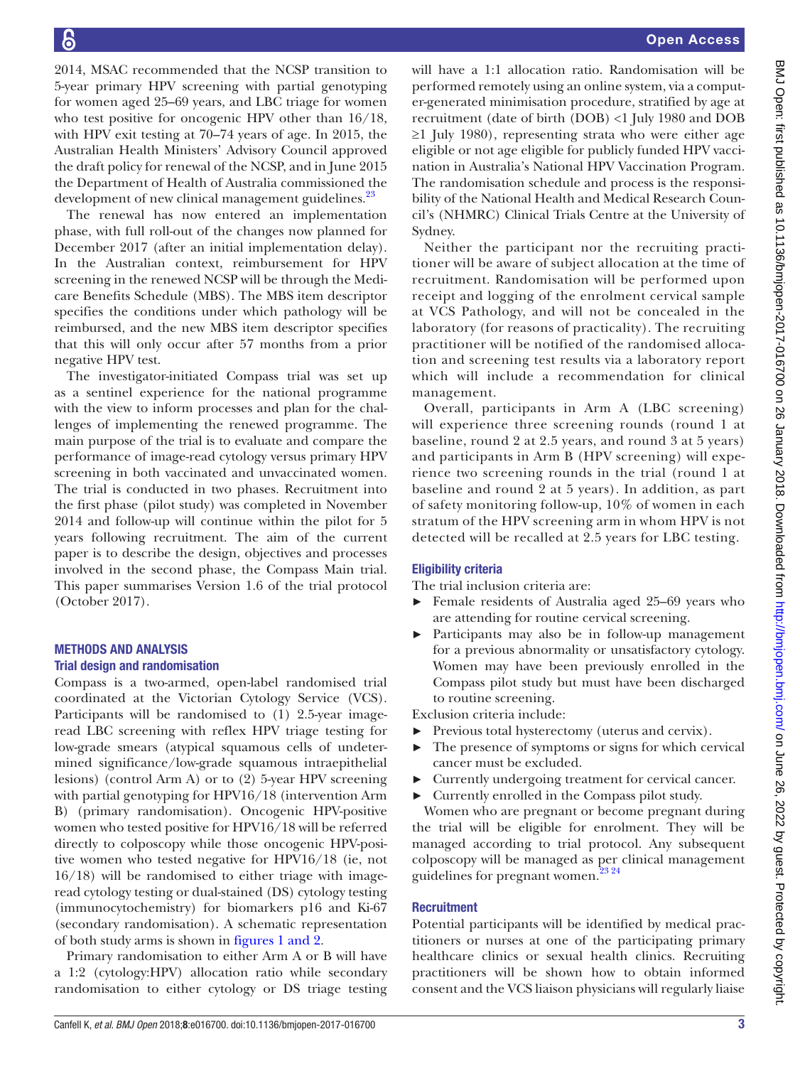2014, MSAC recommended that the NCSP transition to 5-year primary HPV screening with partial genotyping for women aged 25–69 years, and LBC triage for women who test positive for oncogenic HPV other than 16/18, with HPV exit testing at 70–74 years of age. In 2015, the Australian Health Ministers' Advisory Council approved the draft policy for renewal of the NCSP, and in June 2015 the Department of Health of Australia commissioned the development of new clinical management guidelines.[23]

The renewal has now entered an implementation phase, with full roll-out of the changes now planned for December 2017 (after an initial implementation delay). In the Australian context, reimbursement for HPV screening in the renewed NCSP will be through the Medicare Benefits Schedule (MBS). The MBS item descriptor specifies the conditions under which pathology will be reimbursed, and the new MBS item descriptor specifies that this will only occur after 57 months from a prior negative HPV test.

The investigator-initiated Compass trial was set up as a sentinel experience for the national programme with the view to inform processes and plan for the challenges of implementing the renewed programme. The main purpose of the trial is to evaluate and compare the performance of image-read cytology versus primary HPV screening in both vaccinated and unvaccinated women. The trial is conducted in two phases. Recruitment into the first phase (pilot study) was completed in November 2014 and follow-up will continue within the pilot for 5 years following recruitment. The aim of the current paper is to describe the design, objectives and processes involved in the second phase, the Compass Main trial. This paper summarises Version 1.6 of the trial protocol (October 2017).

## METHODS AND ANALYSIS

### Trial design and randomisation

Compass is a two-armed, open-label randomised trial coordinated at the Victorian Cytology Service (VCS). Participants will be randomised to (1) 2.5-year image-read LBC screening with reflex HPV triage testing for low-grade smears (atypical squamous cells of undetermined significance/low-grade squamous intraepithelial lesions) (control Arm A) or to (2) 5-year HPV screening with partial genotyping for HPV16/18 (intervention Arm B) (primary randomisation). Oncogenic HPV-positive women who tested positive for HPV16/18 will be referred directly to colposcopy while those oncogenic HPV-positive women who tested negative for HPV16/18 (ie, not 16/18) will be randomised to either triage with image-read cytology testing or dual-stained (DS) cytology testing (immunocytochemistry) for biomarkers p16 and Ki-67 (secondary randomisation). A schematic representation of both study arms is shown in figures 1 and 2.

Primary randomisation to either Arm A or B will have a 1:2 (cytology:HPV) allocation ratio while secondary randomisation to either cytology or DS triage testing will have a 1:1 allocation ratio. Randomisation will be performed remotely using an online system, via a computer-generated minimisation procedure, stratified by age at recruitment (date of birth (DOB) <1 July 1980 and DOB ≥1 July 1980), representing strata who were either age eligible or not age eligible for publicly funded HPV vaccination in Australia's National HPV Vaccination Program. The randomisation schedule and process is the responsibility of the National Health and Medical Research Council's (NHMRC) Clinical Trials Centre at the University of Sydney.

Neither the participant nor the recruiting practitioner will be aware of subject allocation at the time of recruitment. Randomisation will be performed upon receipt and logging of the enrolment cervical sample at VCS Pathology, and will not be concealed in the laboratory (for reasons of practicality). The recruiting practitioner will be notified of the randomised allocation and screening test results via a laboratory report which will include a recommendation for clinical management.

Overall, participants in Arm A (LBC screening) will experience three screening rounds (round 1 at baseline, round 2 at 2.5 years, and round 3 at 5 years) and participants in Arm B (HPV screening) will experience two screening rounds in the trial (round 1 at baseline and round 2 at 5 years). In addition, as part of safety monitoring follow-up, 10% of women in each stratum of the HPV screening arm in whom HPV is not detected will be recalled at 2.5 years for LBC testing.

### Eligibility criteria

The trial inclusion criteria are:

- Female residents of Australia aged 25–69 years who are attending for routine cervical screening.
- Participants may also be in follow-up management for a previous abnormality or unsatisfactory cytology. Women may have been previously enrolled in the Compass pilot study but must have been discharged to routine screening.

Exclusion criteria include:

- Previous total hysterectomy (uterus and cervix).
- The presence of symptoms or signs for which cervical cancer must be excluded.
- Currently undergoing treatment for cervical cancer.
- Currently enrolled in the Compass pilot study.

Women who are pregnant or become pregnant during the trial will be eligible for enrolment. They will be managed according to trial protocol. Any subsequent colposcopy will be managed as per clinical management guidelines for pregnant women.[23,24]

### Recruitment

Potential participants will be identified by medical practitioners or nurses at one of the participating primary healthcare clinics or sexual health clinics. Recruiting practitioners will be shown how to obtain informed consent and the VCS liaison physicians will regularly liaise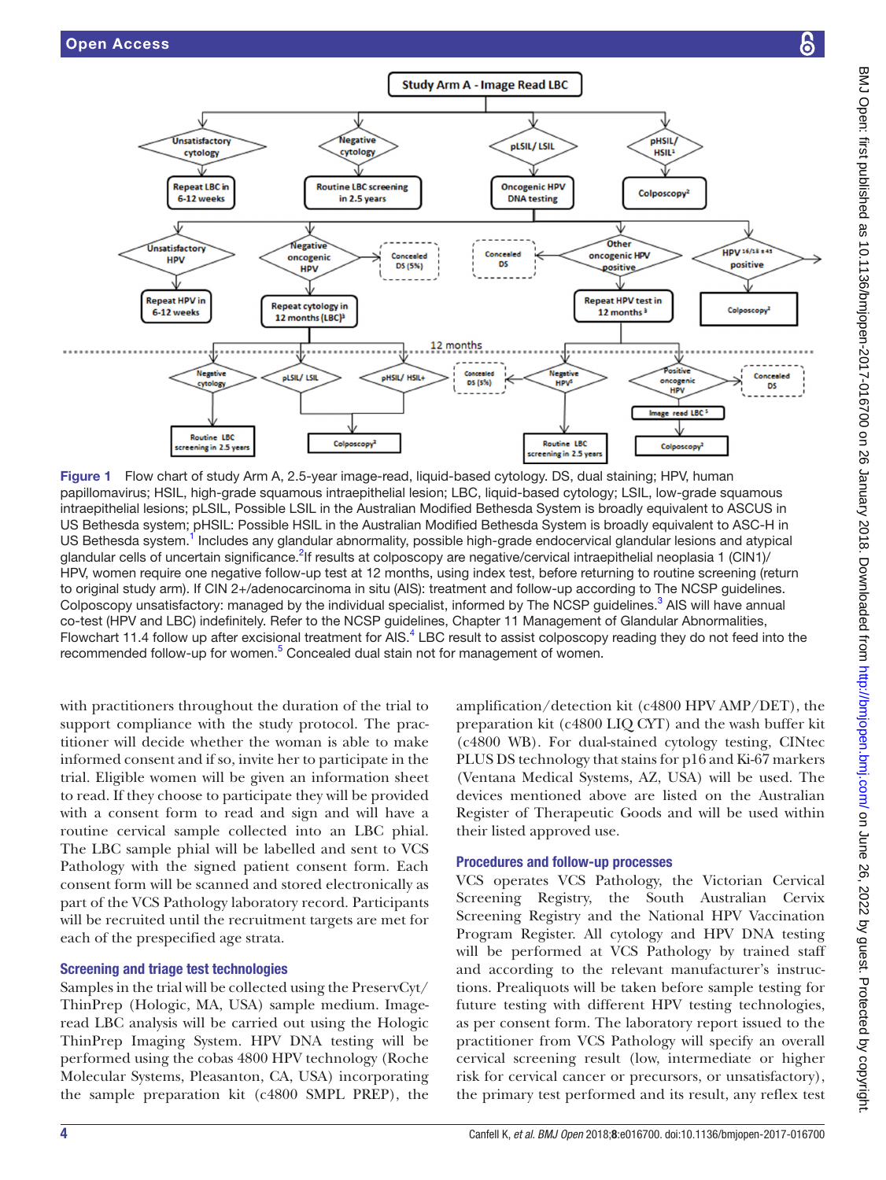**Figure 1** Flow chart of study Arm A, 2.5-year image-read, liquid-based cytology. DS, dual staining; HPV, human papillomavirus; HSIL, high-grade squamous intraepithelial lesion; LBC, liquid-based cytology; LSIL, low-grade squamous intraepithelial lesions; pLSIL, Possible LSIL in the Australian Modified Bethesda System is broadly equivalent to ASCUS in US Bethesda system; pHSIL: Possible HSIL in the Australian Modified Bethesda System is broadly equivalent to ASC-H in US Bethesda system.[1] Includes any glandular abnormality, possible high-grade endocervical glandular lesions and atypical glandular cells of uncertain significance.[2] If results at colposcopy are negative/cervical intraepithelial neoplasia 1 (CIN1)/HPV, women require one negative follow-up test at 12 months, using index test, before returning to routine screening (return to original study arm). If CIN 2+/adenocarcinoma in situ (AIS): treatment and follow-up according to The NCSP guidelines. Colposcopy unsatisfactory: managed by the individual specialist, informed by The NCSP guidelines.[3] AIS will have annual co-test (HPV and LBC) indefinitely. Refer to the NCSP guidelines, Chapter 11 Management of Glandular Abnormalities, Flowchart 11.4 follow up after excisional treatment for AIS.[4] LBC result to assist colposcopy reading they do not feed into the recommended follow-up for women.[5] Concealed dual stain not for management of women.

with practitioners throughout the duration of the trial to support compliance with the study protocol. The practitioner will decide whether the woman is able to make informed consent and if so, invite her to participate in the trial. Eligible women will be given an information sheet to read. If they choose to participate they will be provided with a consent form to read and sign and will have a routine cervical sample collected into an LBC phial. The LBC sample phial will be labelled and sent to VCS Pathology with the signed patient consent form. Each consent form will be scanned and stored electronically as part of the VCS Pathology laboratory record. Participants will be recruited until the recruitment targets are met for each of the prespecified age strata.

### Screening and triage test technologies

Samples in the trial will be collected using the PreservCyt/ThinPrep (Hologic, MA, USA) sample medium. Image-read LBC analysis will be carried out using the Hologic ThinPrep Imaging System. HPV DNA testing will be performed using the cobas 4800 HPV technology (Roche Molecular Systems, Pleasanton, CA, USA) incorporating the sample preparation kit (c4800 SMPL PREP), the amplification/detection kit (c4800 HPV AMP/DET), the preparation kit (c4800 LIQ CYT) and the wash buffer kit (c4800 WB). For dual-stained cytology testing, CINtec PLUS DS technology that stains for p16 and Ki-67 markers (Ventana Medical Systems, AZ, USA) will be used. The devices mentioned above are listed on the Australian Register of Therapeutic Goods and will be used within their listed approved use.

### Procedures and follow-up processes

VCS operates VCS Pathology, the Victorian Cervical Screening Registry, the South Australian Cervix Screening Registry and the National HPV Vaccination Program Register. All cytology and HPV DNA testing will be performed at VCS Pathology by trained staff and according to the relevant manufacturer's instructions. Prealiquots will be taken before sample testing for future testing with different HPV testing technologies, as per consent form. The laboratory report issued to the practitioner from VCS Pathology will specify an overall cervical screening result (low, intermediate or higher risk for cervical cancer or precursors, or unsatisfactory), the primary test performed and its result, any reflex test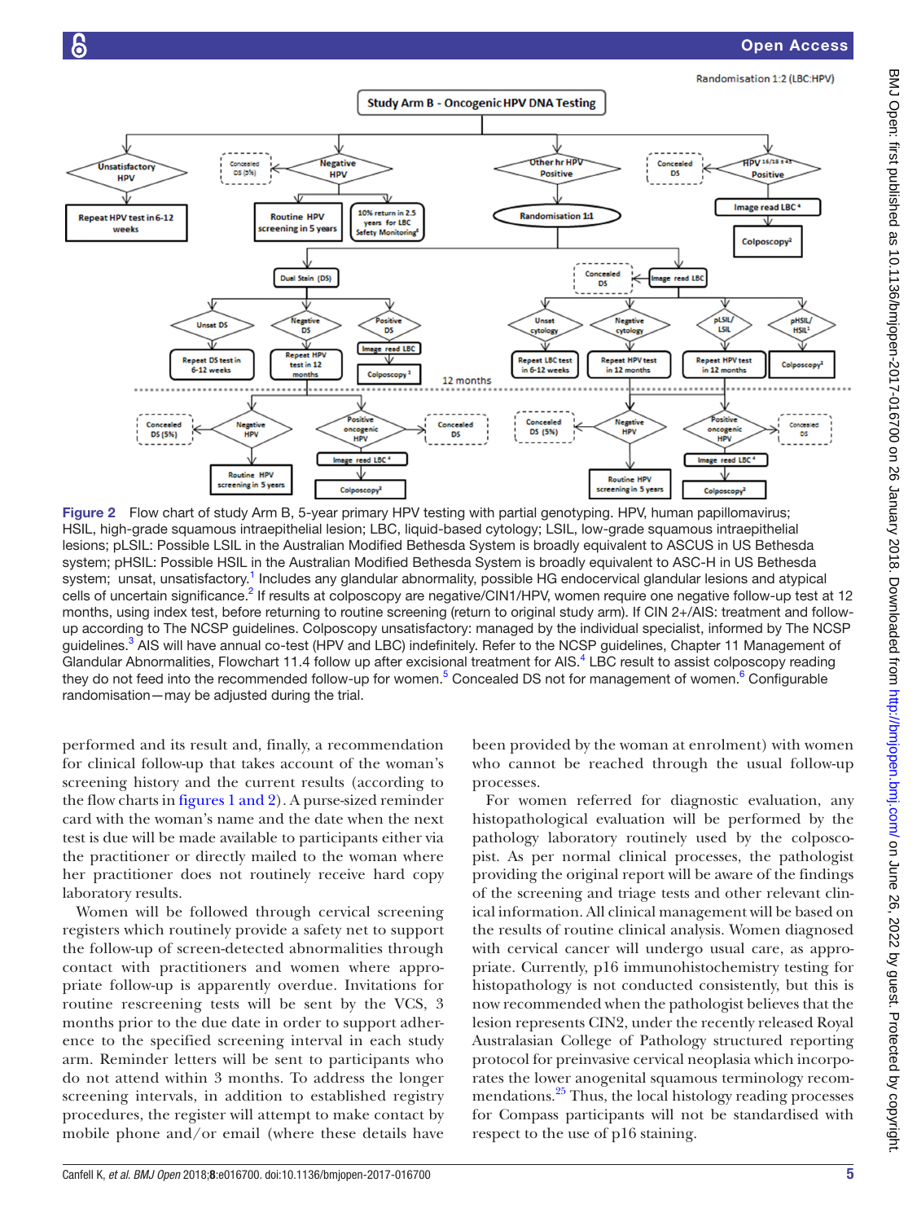Figure 2 Flow chart of study Arm B, 5-year primary HPV testing with partial genotyping. HPV, human papillomavirus; HSIL, high-grade squamous intraepithelial lesion; LBC, liquid-based cytology; LSIL, low-grade squamous intraepithelial lesions; pLSIL: Possible LSIL in the Australian Modified Bethesda System is broadly equivalent to ASCUS in US Bethesda system; pHSIL: Possible HSIL in the Australian Modified Bethesda System is broadly equivalent to ASC-H in US Bethesda system; unsat, unsatisfactory.[1] Includes any glandular abnormality, possible HG endocervical glandular lesions and atypical cells of uncertain significance.[2] If results at colposcopy are negative/CIN1/HPV, women require one negative follow-up test at 12 months, using index test, before returning to routine screening (return to original study arm). If CIN 2+/AIS: treatment and follow-up according to The NCSP guidelines. Colposcopy unsatisfactory: managed by the individual specialist, informed by The NCSP guidelines.[3] AIS will have annual co-test (HPV and LBC) indefinitely. Refer to the NCSP guidelines, Chapter 11 Management of Glandular Abnormalities, Flowchart 11.4 follow up after excisional treatment for AIS.[4] LBC result to assist colposcopy reading they do not feed into the recommended follow-up for women.[5] Concealed DS not for management of women.[6] Configurable randomisation—may be adjusted during the trial.

performed and its result and, finally, a recommendation for clinical follow-up that takes account of the woman's screening history and the current results (according to the flow charts in figures 1 and 2). A purse-sized reminder card with the woman's name and the date when the next test is due will be made available to participants either via the practitioner or directly mailed to the woman where her practitioner does not routinely receive hard copy laboratory results.

Women will be followed through cervical screening registers which routinely provide a safety net to support the follow-up of screen-detected abnormalities through contact with practitioners and women where appropriate follow-up is apparently overdue. Invitations for routine rescreening tests will be sent by the VCS, 3 months prior to the due date in order to support adherence to the specified screening interval in each study arm. Reminder letters will be sent to participants who do not attend within 3 months. To address the longer screening intervals, in addition to established registry procedures, the register will attempt to make contact by mobile phone and/or email (where these details have been provided by the woman at enrolment) with women who cannot be reached through the usual follow-up processes.

For women referred for diagnostic evaluation, any histopathological evaluation will be performed by the pathology laboratory routinely used by the colposcopist. As per normal clinical processes, the pathologist providing the original report will be aware of the findings of the screening and triage tests and other relevant clinical information. All clinical management will be based on the results of routine clinical analysis. Women diagnosed with cervical cancer will undergo usual care, as appropriate. Currently, p16 immunohistochemistry testing for histopathology is not conducted consistently, but this is now recommended when the pathologist believes that the lesion represents CIN2, under the recently released Royal Australasian College of Pathology structured reporting protocol for preinvasive cervical neoplasia which incorporates the lower anogenital squamous terminology recommendations.[25] Thus, the local histology reading processes for Compass participants will not be standardised with respect to the use of p16 staining.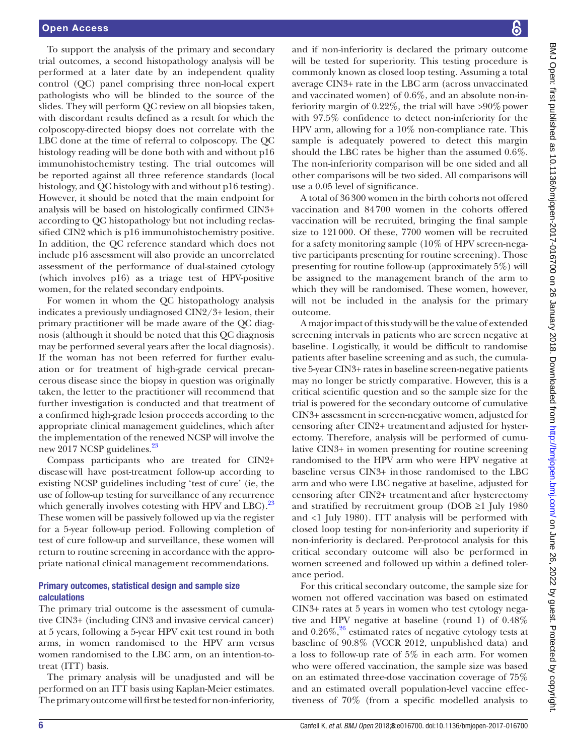To support the analysis of the primary and secondary trial outcomes, a second histopathology analysis will be performed at a later date by an independent quality control (QC) panel comprising three non-local expert pathologists who will be blinded to the source of the slides. They will perform QC review on all biopsies taken, with discordant results defined as a result for which the colposcopy-directed biopsy does not correlate with the LBC done at the time of referral to colposcopy. The QC histology reading will be done both with and without p16 immunohistochemistry testing. The trial outcomes will be reported against all three reference standards (local histology, and QC histology with and without p16 testing). However, it should be noted that the main endpoint for analysis will be based on histologically confirmed CIN3+ according to QC histopathology but not including reclassified CIN2 which is p16 immunohistochemistry positive. In addition, the QC reference standard which does not include p16 assessment will also provide an uncorrelated assessment of the performance of dual-stained cytology (which involves p16) as a triage test of HPV-positive women, for the related secondary endpoints.

For women in whom the QC histopathology analysis indicates a previously undiagnosed CIN2/3+ lesion, their primary practitioner will be made aware of the QC diagnosis (although it should be noted that this QC diagnosis may be performed several years after the local diagnosis). If the woman has not been referred for further evaluation or for treatment of high-grade cervical precancerous disease since the biopsy in question was originally taken, the letter to the practitioner will recommend that further investigation is conducted and that treatment of a confirmed high-grade lesion proceeds according to the appropriate clinical management guidelines, which after the implementation of the renewed NCSP will involve the new 2017 NCSP guidelines.[23]

Compass participants who are treated for CIN2+ disease will have post-treatment follow-up according to existing NCSP guidelines including 'test of cure' (ie, the use of follow-up testing for surveillance of any recurrence which generally involves cotesting with HPV and LBC).[23] These women will be passively followed up via the register for a 5-year follow-up period. Following completion of test of cure follow-up and surveillance, these women will return to routine screening in accordance with the appropriate national clinical management recommendations.

### Primary outcomes, statistical design and sample size calculations

The primary trial outcome is the assessment of cumulative CIN3+ (including CIN3 and invasive cervical cancer) at 5 years, following a 5-year HPV exit test round in both arms, in women randomised to the HPV arm versus women randomised to the LBC arm, on an intention-to-treat (ITT) basis.

The primary analysis will be unadjusted and will be performed on an ITT basis using Kaplan-Meier estimates. The primary outcome will first be tested for non-inferiority, and if non-inferiority is declared the primary outcome will be tested for superiority. This testing procedure is commonly known as closed loop testing. Assuming a total average CIN3+ rate in the LBC arm (across unvaccinated and vaccinated women) of 0.6%, and an absolute non-inferiority margin of 0.22%, the trial will have >90% power with 97.5% confidence to detect non-inferiority for the HPV arm, allowing for a 10% non-compliance rate. This sample is adequately powered to detect this margin should the LBC rates be higher than the assumed 0.6%. The non-inferiority comparison will be one sided and all other comparisons will be two sided. All comparisons will use a 0.05 level of significance.

A total of 36 300 women in the birth cohorts not offered vaccination and 84 700 women in the cohorts offered vaccination will be recruited, bringing the final sample size to 121 000. Of these, 7700 women will be recruited for a safety monitoring sample (10% of HPV screen-negative participants presenting for routine screening). Those presenting for routine follow-up (approximately 5%) will be assigned to the management branch of the arm to which they will be randomised. These women, however, will not be included in the analysis for the primary outcome.

A major impact of this study will be the value of extended screening intervals in patients who are screen negative at baseline. Logistically, it would be difficult to randomise patients after baseline screening and as such, the cumulative 5-year CIN3+ rates in baseline screen-negative patients may no longer be strictly comparative. However, this is a critical scientific question and so the sample size for the trial is powered for the secondary outcome of cumulative CIN3+ assessment in screen-negative women, adjusted for censoring after CIN2+ treatment and adjusted for hysterectomy. Therefore, analysis will be performed of cumulative CIN3+ in women presenting for routine screening randomised to the HPV arm who were HPV negative at baseline versus CIN3+ in those randomised to the LBC arm and who were LBC negative at baseline, adjusted for censoring after CIN2+ treatment and after hysterectomy and stratified by recruitment group (DOB ≥1 July 1980 and <1 July 1980). ITT analysis will be performed with closed loop testing for non-inferiority and superiority if non-inferiority is declared. Per-protocol analysis for this critical secondary outcome will also be performed in women screened and followed up within a defined tolerance period.

For this critical secondary outcome, the sample size for women not offered vaccination was based on estimated CIN3+ rates at 5 years in women who test cytology negative and HPV negative at baseline (round 1) of 0.48% and 0.26%,[26] estimated rates of negative cytology tests at baseline of 90.8% (VCCR 2012, unpublished data) and a loss to follow-up rate of 5% in each arm. For women who were offered vaccination, the sample size was based on an estimated three-dose vaccination coverage of 75% and an estimated overall population-level vaccine effectiveness of 70% (from a specific modelled analysis to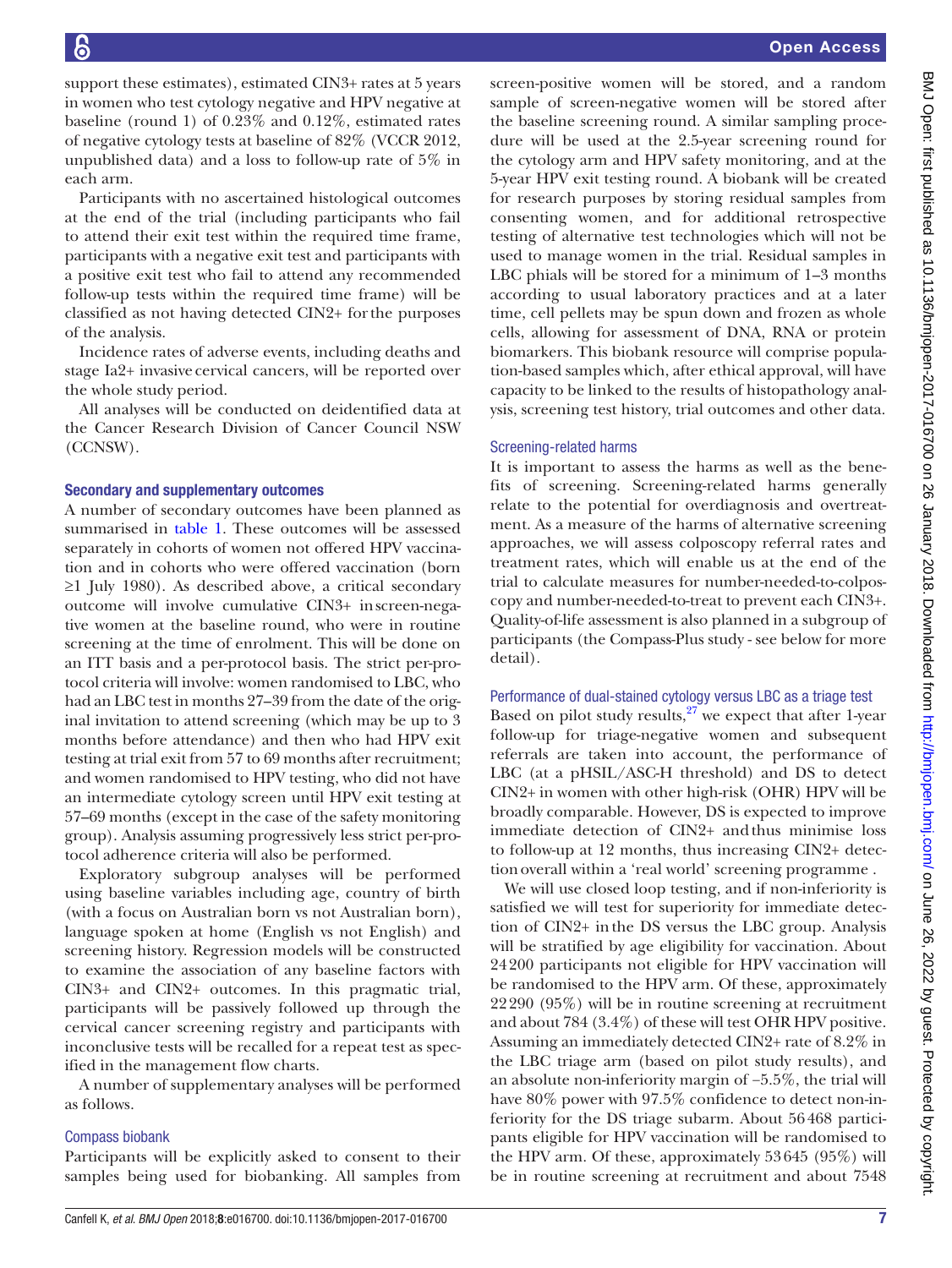support these estimates), estimated CIN3+ rates at 5 years in women who test cytology negative and HPV negative at baseline (round 1) of 0.23% and 0.12%, estimated rates of negative cytology tests at baseline of 82% (VCCR 2012, unpublished data) and a loss to follow-up rate of 5% in each arm.

Participants with no ascertained histological outcomes at the end of the trial (including participants who fail to attend their exit test within the required time frame, participants with a negative exit test and participants with a positive exit test who fail to attend any recommended follow-up tests within the required time frame) will be classified as not having detected CIN2+ for the purposes of the analysis.

Incidence rates of adverse events, including deaths and stage Ia2+ invasive cervical cancers, will be reported over the whole study period.

All analyses will be conducted on deidentified data at the Cancer Research Division of Cancer Council NSW (CCNSW).

### Secondary and supplementary outcomes

A number of secondary outcomes have been planned as summarised in table 1. These outcomes will be assessed separately in cohorts of women not offered HPV vaccination and in cohorts who were offered vaccination (born ≥1 July 1980). As described above, a critical secondary outcome will involve cumulative CIN3+ in screen-negative women at the baseline round, who were in routine screening at the time of enrolment. This will be done on an ITT basis and a per-protocol basis. The strict per-protocol criteria will involve: women randomised to LBC, who had an LBC test in months 27–39 from the date of the original invitation to attend screening (which may be up to 3 months before attendance) and then who had HPV exit testing at trial exit from 57 to 69 months after recruitment; and women randomised to HPV testing, who did not have an intermediate cytology screen until HPV exit testing at 57–69 months (except in the case of the safety monitoring group). Analysis assuming progressively less strict per-protocol adherence criteria will also be performed.

Exploratory subgroup analyses will be performed using baseline variables including age, country of birth (with a focus on Australian born vs not Australian born), language spoken at home (English vs not English) and screening history. Regression models will be constructed to examine the association of any baseline factors with CIN3+ and CIN2+ outcomes. In this pragmatic trial, participants will be passively followed up through the cervical cancer screening registry and participants with inconclusive tests will be recalled for a repeat test as specified in the management flow charts.

A number of supplementary analyses will be performed as follows.

#### Compass biobank

Participants will be explicitly asked to consent to their samples being used for biobanking. All samples from screen-positive women will be stored, and a random sample of screen-negative women will be stored after the baseline screening round. A similar sampling procedure will be used at the 2.5-year screening round for the cytology arm and HPV safety monitoring, and at the 5-year HPV exit testing round. A biobank will be created for research purposes by storing residual samples from consenting women, and for additional retrospective testing of alternative test technologies which will not be used to manage women in the trial. Residual samples in LBC phials will be stored for a minimum of 1–3 months according to usual laboratory practices and at a later time, cell pellets may be spun down and frozen as whole cells, allowing for assessment of DNA, RNA or protein biomarkers. This biobank resource will comprise population-based samples which, after ethical approval, will have capacity to be linked to the results of histopathology analysis, screening test history, trial outcomes and other data.

#### Screening-related harms

It is important to assess the harms as well as the benefits of screening. Screening-related harms generally relate to the potential for overdiagnosis and overtreatment. As a measure of the harms of alternative screening approaches, we will assess colposcopy referral rates and treatment rates, which will enable us at the end of the trial to calculate measures for number-needed-to-colposcopy and number-needed-to-treat to prevent each CIN3+. Quality-of-life assessment is also planned in a subgroup of participants (the Compass-Plus study - see below for more detail).

#### Performance of dual-stained cytology versus LBC as a triage test

Based on pilot study results,[27] we expect that after 1-year follow-up for triage-negative women and subsequent referrals are taken into account, the performance of LBC (at a pHSIL/ASC-H threshold) and DS to detect CIN2+ in women with other high-risk (OHR) HPV will be broadly comparable. However, DS is expected to improve immediate detection of CIN2+ and thus minimise loss to follow-up at 12 months, thus increasing CIN2+ detection overall within a 'real world' screening programme .

We will use closed loop testing, and if non-inferiority is satisfied we will test for superiority for immediate detection of CIN2+ in the DS versus the LBC group. Analysis will be stratified by age eligibility for vaccination. About 24 200 participants not eligible for HPV vaccination will be randomised to the HPV arm. Of these, approximately 22 290 (95%) will be in routine screening at recruitment and about 784 (3.4%) of these will test OHR HPV positive. Assuming an immediately detected CIN2+ rate of 8.2% in the LBC triage arm (based on pilot study results), and an absolute non-inferiority margin of −5.5%, the trial will have 80% power with 97.5% confidence to detect non-inferiority for the DS triage subarm. About 56 468 participants eligible for HPV vaccination will be randomised to the HPV arm. Of these, approximately 53 645 (95%) will be in routine screening at recruitment and about 7548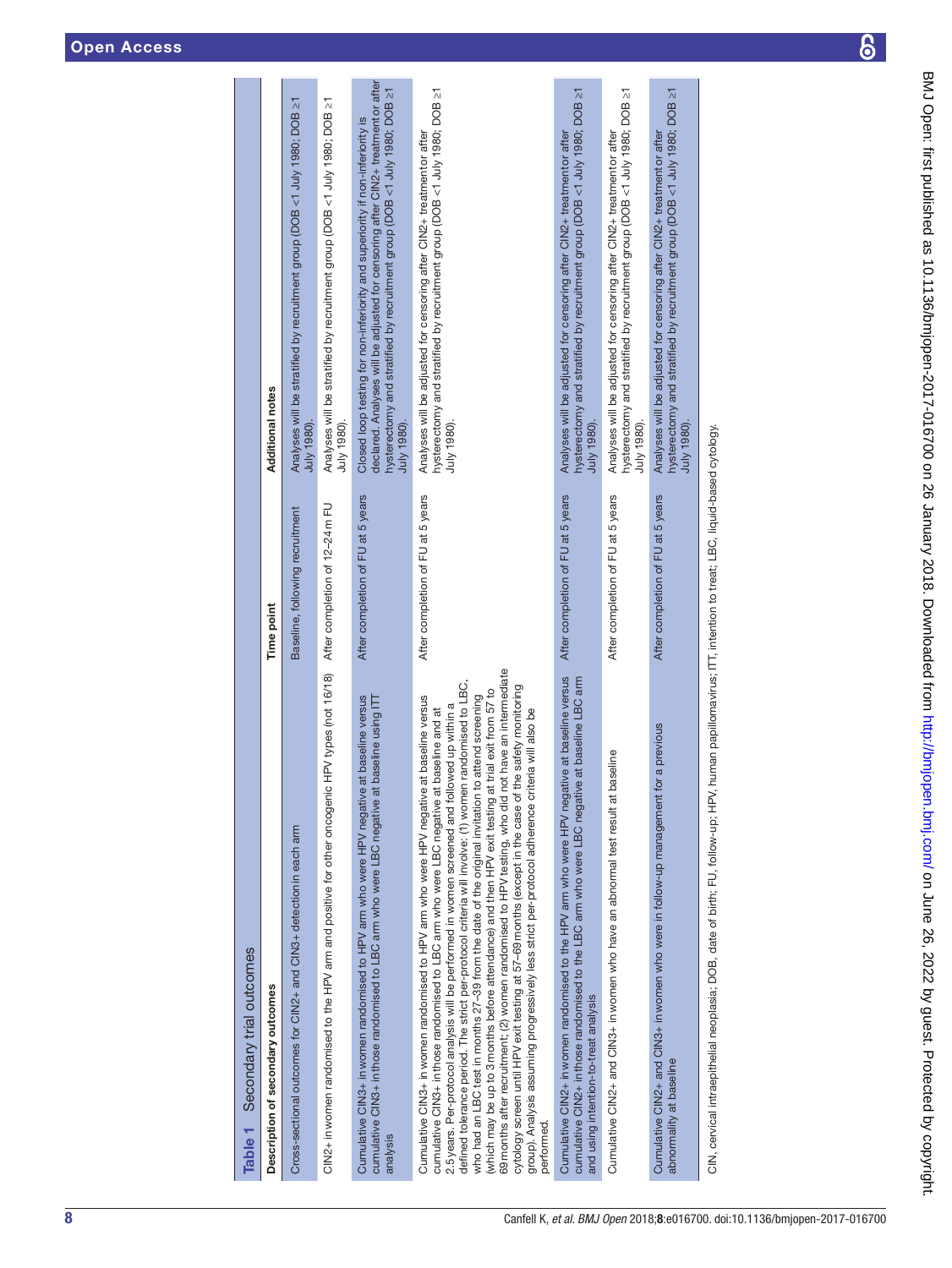**Table 1** Secondary trial outcomes

| Description of secondary outcomes | Time point | Additional notes |
|---|---|---|
| Cross-sectional outcomes for CIN2+ and CIN3+ detection in each arm | Baseline, following recruitment | Analyses will be stratified by recruitment group (DOB <1 July 1980; DOB ≥1 July 1980). |
| CIN2+ in women randomised to the HPV arm and positive for other oncogenic HPV types (not 16/18) | After completion of 12–24 m FU | Analyses will be stratified by recruitment group (DOB <1 July 1980; DOB ≥1 July 1980). |
| Cumulative CIN3+ in women randomised to HPV arm who were HPV negative at baseline versus cumulative CIN3+ in those randomised to LBC arm who were LBC negative at baseline using ITT analysis | After completion of FU at 5 years | Closed loop testing for non-inferiority and superiority if non-inferiority is declared. Analyses will be adjusted for censoring after CIN2+ treatment or after hysterectomy and stratified by recruitment group (DOB <1 July 1980; DOB ≥1 July 1980). |
| Cumulative CIN3+ in women randomised to HPV arm who were HPV negative at baseline versus cumulative CIN3+ in those randomised to LBC arm who were LBC negative at baseline and at 2.5 years. Per-protocol analysis will be performed in women screened and followed up within a defined tolerance period. The strict per-protocol criteria will involve: (1) women randomised to LBC, who had an LBC test in months 27–39 from the date of the original invitation to attend screening (which may be up to 3 months before attendance) and then HPV exit testing at trial exit from 57 to 69 months after recruitment; (2) women randomised to HPV testing, who did not have an intermediate cytology screen until HPV exit testing at 57–69 months (except in the case of the safety monitoring group). Analysis assuming progressively less strict per-protocol adherence criteria will also be performed. | After completion of FU at 5 years | Analyses will be adjusted for censoring after CIN2+ treatment or after hysterectomy and stratified by recruitment group (DOB <1 July 1980; DOB ≥1 July 1980). |
| Cumulative CIN2+ in women randomised to the HPV arm who were HPV negative at baseline versus cumulative CIN2+ in those randomised to the LBC arm who were LBC negative at baseline LBC arm and using intention-to-treat analysis | After completion of FU at 5 years | Analyses will be adjusted for censoring after CIN2+ treatment or after hysterectomy and stratified by recruitment group (DOB <1 July 1980; DOB ≥1 July 1980). |
| Cumulative CIN2+ and CIN3+ in women who have an abnormal test result at baseline | After completion of FU at 5 years | Analyses will be adjusted for censoring after CIN2+ treatment or after hysterectomy and stratified by recruitment group (DOB <1 July 1980; DOB ≥1 July 1980). |
| Cumulative CIN2+ and CIN3+ in women who were in follow-up management for a previous abnormality at baseline | After completion of FU at 5 years | Analyses will be adjusted for censoring after CIN2+ treatment or after hysterectomy and stratified by recruitment group (DOB <1 July 1980; DOB ≥1 July 1980). |

CIN, cervical intraepithelial neoplasia; DOB, date of birth; FU, follow-up; HPV, human papillomavirus; ITT, intention to treat; LBC, liquid-based cytology.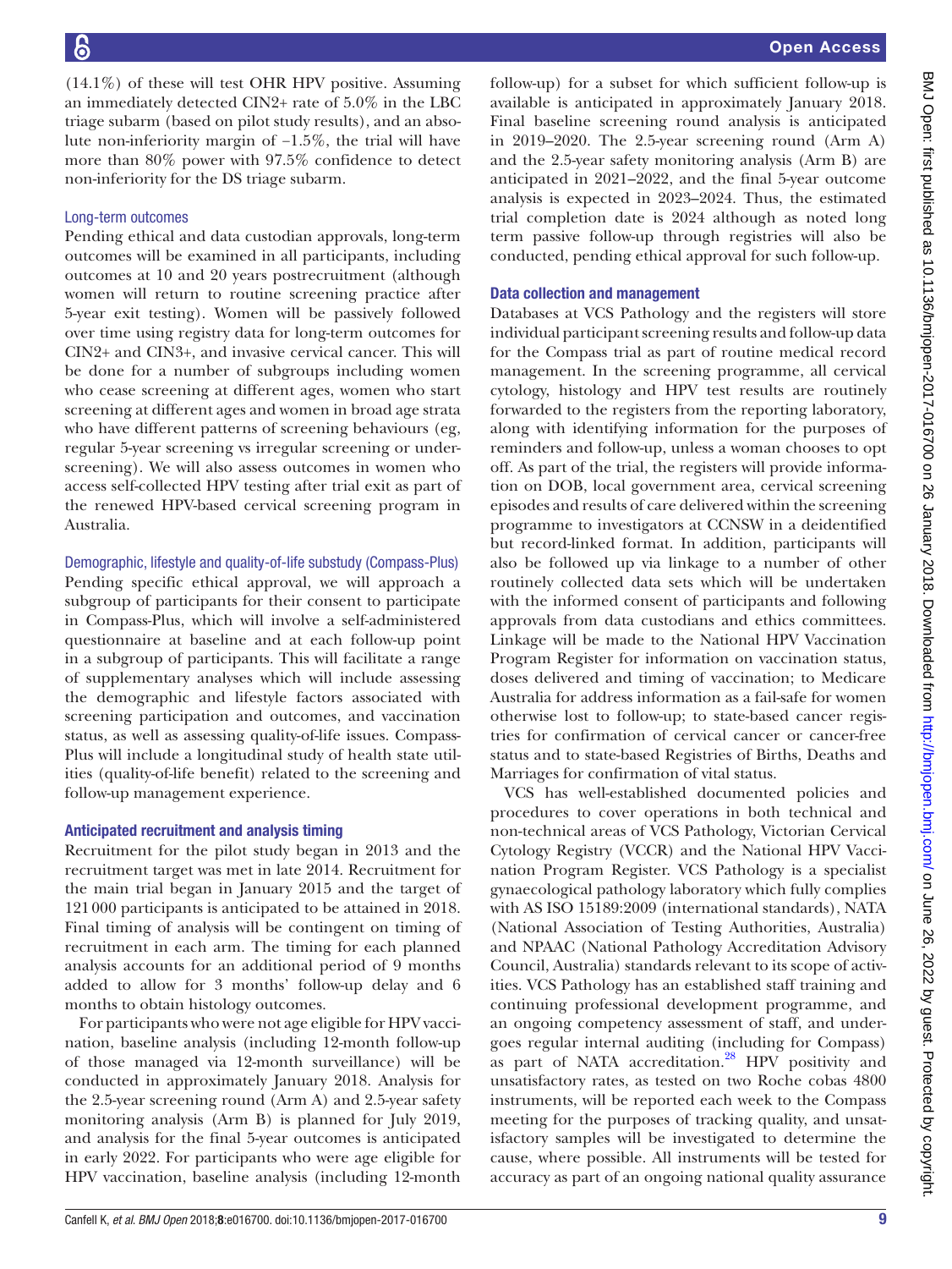(14.1%) of these will test OHR HPV positive. Assuming an immediately detected CIN2+ rate of 5.0% in the LBC triage subarm (based on pilot study results), and an absolute non-inferiority margin of −1.5%, the trial will have more than 80% power with 97.5% confidence to detect non-inferiority for the DS triage subarm.

### Long-term outcomes

Pending ethical and data custodian approvals, long-term outcomes will be examined in all participants, including outcomes at 10 and 20 years postrecruitment (although women will return to routine screening practice after 5-year exit testing). Women will be passively followed over time using registry data for long-term outcomes for CIN2+ and CIN3+, and invasive cervical cancer. This will be done for a number of subgroups including women who cease screening at different ages, women who start screening at different ages and women in broad age strata who have different patterns of screening behaviours (eg, regular 5-year screening vs irregular screening or underscreening). We will also assess outcomes in women who access self-collected HPV testing after trial exit as part of the renewed HPV-based cervical screening program in Australia.

### Demographic, lifestyle and quality-of-life substudy (Compass-Plus)

Pending specific ethical approval, we will approach a subgroup of participants for their consent to participate in Compass-Plus, which will involve a self-administered questionnaire at baseline and at each follow-up point in a subgroup of participants. This will facilitate a range of supplementary analyses which will include assessing the demographic and lifestyle factors associated with screening participation and outcomes, and vaccination status, as well as assessing quality-of-life issues. Compass-Plus will include a longitudinal study of health state utilities (quality-of-life benefit) related to the screening and follow-up management experience.

## Anticipated recruitment and analysis timing

Recruitment for the pilot study began in 2013 and the recruitment target was met in late 2014. Recruitment for the main trial began in January 2015 and the target of 121 000 participants is anticipated to be attained in 2018. Final timing of analysis will be contingent on timing of recruitment in each arm. The timing for each planned analysis accounts for an additional period of 9 months added to allow for 3 months' follow-up delay and 6 months to obtain histology outcomes.

For participants who were not age eligible for HPV vaccination, baseline analysis (including 12-month follow-up of those managed via 12-month surveillance) will be conducted in approximately January 2018. Analysis for the 2.5-year screening round (Arm A) and 2.5-year safety monitoring analysis (Arm B) is planned for July 2019, and analysis for the final 5-year outcomes is anticipated in early 2022. For participants who were age eligible for HPV vaccination, baseline analysis (including 12-month follow-up) for a subset for which sufficient follow-up is available is anticipated in approximately January 2018. Final baseline screening round analysis is anticipated in 2019–2020. The 2.5-year screening round (Arm A) and the 2.5-year safety monitoring analysis (Arm B) are anticipated in 2021–2022, and the final 5-year outcome analysis is expected in 2023–2024. Thus, the estimated trial completion date is 2024 although as noted long term passive follow-up through registries will also be conducted, pending ethical approval for such follow-up.

## Data collection and management

Databases at VCS Pathology and the registers will store individual participant screening results and follow-up data for the Compass trial as part of routine medical record management. In the screening programme, all cervical cytology, histology and HPV test results are routinely forwarded to the registers from the reporting laboratory, along with identifying information for the purposes of reminders and follow-up, unless a woman chooses to opt off. As part of the trial, the registers will provide information on DOB, local government area, cervical screening episodes and results of care delivered within the screening programme to investigators at CCNSW in a deidentified but record-linked format. In addition, participants will also be followed up via linkage to a number of other routinely collected data sets which will be undertaken with the informed consent of participants and following approvals from data custodians and ethics committees. Linkage will be made to the National HPV Vaccination Program Register for information on vaccination status, doses delivered and timing of vaccination; to Medicare Australia for address information as a fail-safe for women otherwise lost to follow-up; to state-based cancer registries for confirmation of cervical cancer or cancer-free status and to state-based Registries of Births, Deaths and Marriages for confirmation of vital status.

VCS has well-established documented policies and procedures to cover operations in both technical and non-technical areas of VCS Pathology, Victorian Cervical Cytology Registry (VCCR) and the National HPV Vaccination Program Register. VCS Pathology is a specialist gynaecological pathology laboratory which fully complies with AS ISO 15189:2009 (international standards), NATA (National Association of Testing Authorities, Australia) and NPAAC (National Pathology Accreditation Advisory Council, Australia) standards relevant to its scope of activities. VCS Pathology has an established staff training and continuing professional development programme, and an ongoing competency assessment of staff, and undergoes regular internal auditing (including for Compass) as part of NATA accreditation.[28] HPV positivity and unsatisfactory rates, as tested on two Roche cobas 4800 instruments, will be reported each week to the Compass meeting for the purposes of tracking quality, and unsatisfactory samples will be investigated to determine the cause, where possible. All instruments will be tested for accuracy as part of an ongoing national quality assurance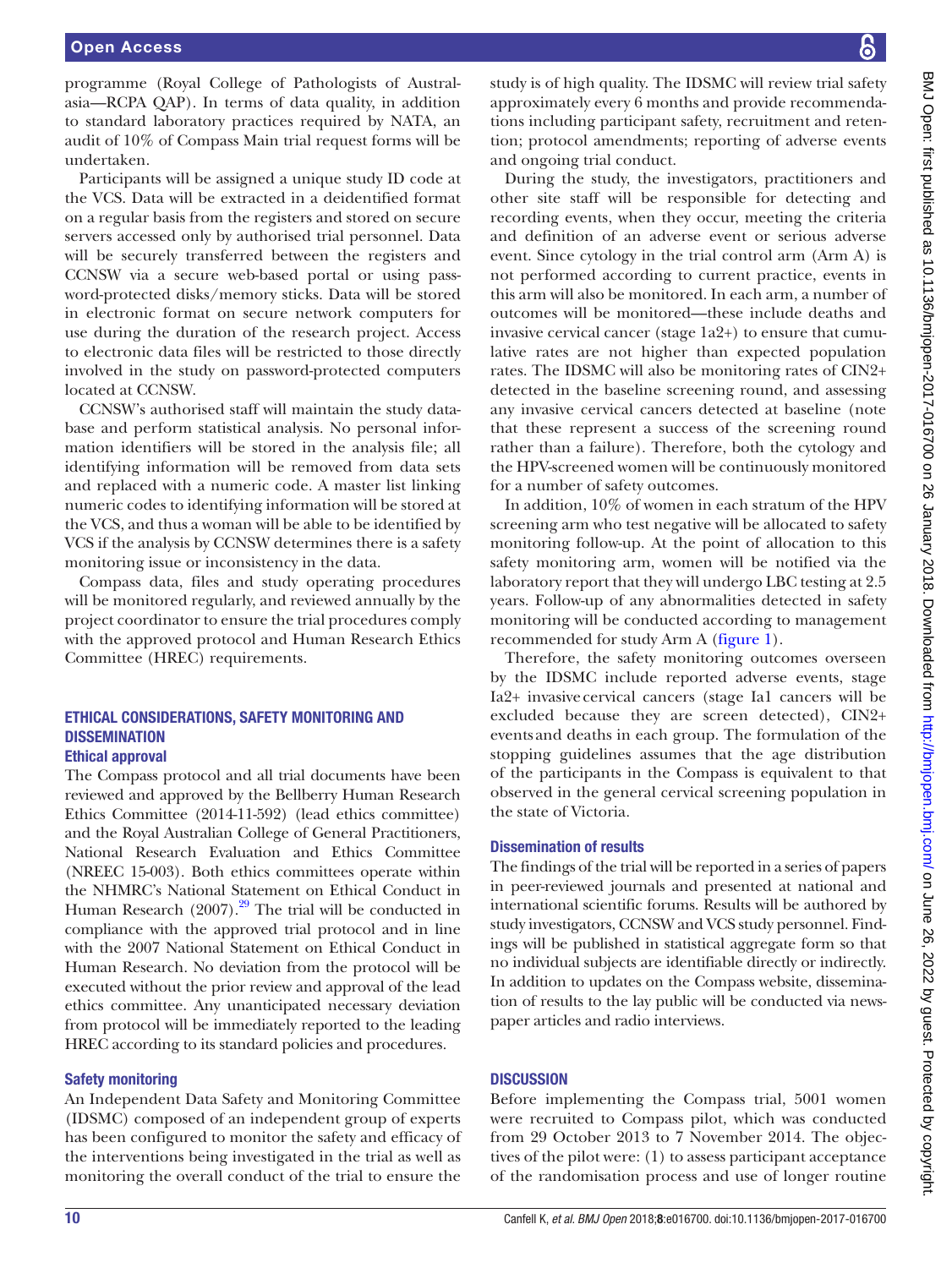programme (Royal College of Pathologists of Australasia—RCPA QAP). In terms of data quality, in addition to standard laboratory practices required by NATA, an audit of 10% of Compass Main trial request forms will be undertaken.

Participants will be assigned a unique study ID code at the VCS. Data will be extracted in a deidentified format on a regular basis from the registers and stored on secure servers accessed only by authorised trial personnel. Data will be securely transferred between the registers and CCNSW via a secure web-based portal or using password-protected disks/memory sticks. Data will be stored in electronic format on secure network computers for use during the duration of the research project. Access to electronic data files will be restricted to those directly involved in the study on password-protected computers located at CCNSW.

CCNSW's authorised staff will maintain the study database and perform statistical analysis. No personal information identifiers will be stored in the analysis file; all identifying information will be removed from data sets and replaced with a numeric code. A master list linking numeric codes to identifying information will be stored at the VCS, and thus a woman will be able to be identified by VCS if the analysis by CCNSW determines there is a safety monitoring issue or inconsistency in the data.

Compass data, files and study operating procedures will be monitored regularly, and reviewed annually by the project coordinator to ensure the trial procedures comply with the approved protocol and Human Research Ethics Committee (HREC) requirements.

## ETHICAL CONSIDERATIONS, SAFETY MONITORING AND DISSEMINATION

### Ethical approval

The Compass protocol and all trial documents have been reviewed and approved by the Bellberry Human Research Ethics Committee (2014-11-592) (lead ethics committee) and the Royal Australian College of General Practitioners, National Research Evaluation and Ethics Committee (NREEC 15-003). Both ethics committees operate within the NHMRC's National Statement on Ethical Conduct in Human Research (2007).[29] The trial will be conducted in compliance with the approved trial protocol and in line with the 2007 National Statement on Ethical Conduct in Human Research. No deviation from the protocol will be executed without the prior review and approval of the lead ethics committee. Any unanticipated necessary deviation from protocol will be immediately reported to the leading HREC according to its standard policies and procedures.

### Safety monitoring

An Independent Data Safety and Monitoring Committee (IDSMC) composed of an independent group of experts has been configured to monitor the safety and efficacy of the interventions being investigated in the trial as well as monitoring the overall conduct of the trial to ensure the study is of high quality. The IDSMC will review trial safety approximately every 6 months and provide recommendations including participant safety, recruitment and retention; protocol amendments; reporting of adverse events and ongoing trial conduct.

During the study, the investigators, practitioners and other site staff will be responsible for detecting and recording events, when they occur, meeting the criteria and definition of an adverse event or serious adverse event. Since cytology in the trial control arm (Arm A) is not performed according to current practice, events in this arm will also be monitored. In each arm, a number of outcomes will be monitored—these include deaths and invasive cervical cancer (stage 1a2+) to ensure that cumulative rates are not higher than expected population rates. The IDSMC will also be monitoring rates of CIN2+ detected in the baseline screening round, and assessing any invasive cervical cancers detected at baseline (note that these represent a success of the screening round rather than a failure). Therefore, both the cytology and the HPV-screened women will be continuously monitored for a number of safety outcomes.

In addition, 10% of women in each stratum of the HPV screening arm who test negative will be allocated to safety monitoring follow-up. At the point of allocation to this safety monitoring arm, women will be notified via the laboratory report that they will undergo LBC testing at 2.5 years. Follow-up of any abnormalities detected in safety monitoring will be conducted according to management recommended for study Arm A (figure 1).

Therefore, the safety monitoring outcomes overseen by the IDSMC include reported adverse events, stage Ia2+ invasive cervical cancers (stage Ia1 cancers will be excluded because they are screen detected), CIN2+ events and deaths in each group. The formulation of the stopping guidelines assumes that the age distribution of the participants in the Compass is equivalent to that observed in the general cervical screening population in the state of Victoria.

### Dissemination of results

The findings of the trial will be reported in a series of papers in peer-reviewed journals and presented at national and international scientific forums. Results will be authored by study investigators, CCNSW and VCS study personnel. Findings will be published in statistical aggregate form so that no individual subjects are identifiable directly or indirectly. In addition to updates on the Compass website, dissemination of results to the lay public will be conducted via newspaper articles and radio interviews.

## DISCUSSION

Before implementing the Compass trial, 5001 women were recruited to Compass pilot, which was conducted from 29 October 2013 to 7 November 2014. The objectives of the pilot were: (1) to assess participant acceptance of the randomisation process and use of longer routine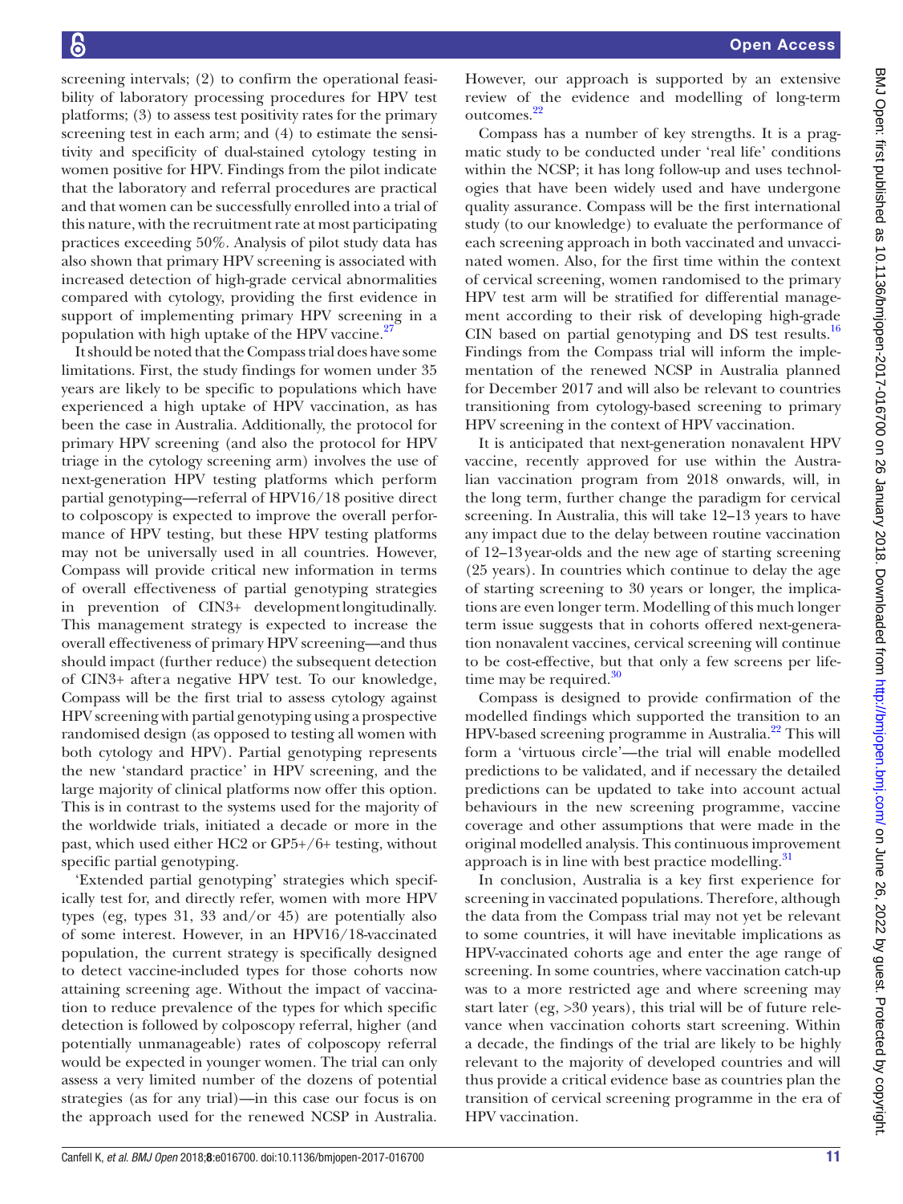screening intervals; (2) to confirm the operational feasibility of laboratory processing procedures for HPV test platforms; (3) to assess test positivity rates for the primary screening test in each arm; and (4) to estimate the sensitivity and specificity of dual-stained cytology testing in women positive for HPV. Findings from the pilot indicate that the laboratory and referral procedures are practical and that women can be successfully enrolled into a trial of this nature, with the recruitment rate at most participating practices exceeding 50%. Analysis of pilot study data has also shown that primary HPV screening is associated with increased detection of high-grade cervical abnormalities compared with cytology, providing the first evidence in support of implementing primary HPV screening in a population with high uptake of the HPV vaccine.[27]

It should be noted that the Compass trial does have some limitations. First, the study findings for women under 35 years are likely to be specific to populations which have experienced a high uptake of HPV vaccination, as has been the case in Australia. Additionally, the protocol for primary HPV screening (and also the protocol for HPV triage in the cytology screening arm) involves the use of next-generation HPV testing platforms which perform partial genotyping—referral of HPV16/18 positive direct to colposcopy is expected to improve the overall performance of HPV testing, but these HPV testing platforms may not be universally used in all countries. However, Compass will provide critical new information in terms of overall effectiveness of partial genotyping strategies in prevention of CIN3+ development longitudinally. This management strategy is expected to increase the overall effectiveness of primary HPV screening—and thus should impact (further reduce) the subsequent detection of CIN3+ after a negative HPV test. To our knowledge, Compass will be the first trial to assess cytology against HPV screening with partial genotyping using a prospective randomised design (as opposed to testing all women with both cytology and HPV). Partial genotyping represents the new 'standard practice' in HPV screening, and the large majority of clinical platforms now offer this option. This is in contrast to the systems used for the majority of the worldwide trials, initiated a decade or more in the past, which used either HC2 or GP5+/6+ testing, without specific partial genotyping.

'Extended partial genotyping' strategies which specifically test for, and directly refer, women with more HPV types (eg, types 31, 33 and/or 45) are potentially also of some interest. However, in an HPV16/18-vaccinated population, the current strategy is specifically designed to detect vaccine-included types for those cohorts now attaining screening age. Without the impact of vaccination to reduce prevalence of the types for which specific detection is followed by colposcopy referral, higher (and potentially unmanageable) rates of colposcopy referral would be expected in younger women. The trial can only assess a very limited number of the dozens of potential strategies (as for any trial)—in this case our focus is on the approach used for the renewed NCSP in Australia. However, our approach is supported by an extensive review of the evidence and modelling of long-term outcomes.[22]

Compass has a number of key strengths. It is a pragmatic study to be conducted under 'real life' conditions within the NCSP; it has long follow-up and uses technologies that have been widely used and have undergone quality assurance. Compass will be the first international study (to our knowledge) to evaluate the performance of each screening approach in both vaccinated and unvaccinated women. Also, for the first time within the context of cervical screening, women randomised to the primary HPV test arm will be stratified for differential management according to their risk of developing high-grade CIN based on partial genotyping and DS test results.[16] Findings from the Compass trial will inform the implementation of the renewed NCSP in Australia planned for December 2017 and will also be relevant to countries transitioning from cytology-based screening to primary HPV screening in the context of HPV vaccination.

It is anticipated that next-generation nonavalent HPV vaccine, recently approved for use within the Australian vaccination program from 2018 onwards, will, in the long term, further change the paradigm for cervical screening. In Australia, this will take 12–13 years to have any impact due to the delay between routine vaccination of 12–13 year-olds and the new age of starting screening (25 years). In countries which continue to delay the age of starting screening to 30 years or longer, the implications are even longer term. Modelling of this much longer term issue suggests that in cohorts offered next-generation nonavalent vaccines, cervical screening will continue to be cost-effective, but that only a few screens per lifetime may be required.[30]

Compass is designed to provide confirmation of the modelled findings which supported the transition to an HPV-based screening programme in Australia.[22] This will form a 'virtuous circle'—the trial will enable modelled predictions to be validated, and if necessary the detailed predictions can be updated to take into account actual behaviours in the new screening programme, vaccine coverage and other assumptions that were made in the original modelled analysis. This continuous improvement approach is in line with best practice modelling.[31]

In conclusion, Australia is a key first experience for screening in vaccinated populations. Therefore, although the data from the Compass trial may not yet be relevant to some countries, it will have inevitable implications as HPV-vaccinated cohorts age and enter the age range of screening. In some countries, where vaccination catch-up was to a more restricted age and where screening may start later (eg, >30 years), this trial will be of future relevance when vaccination cohorts start screening. Within a decade, the findings of the trial are likely to be highly relevant to the majority of developed countries and will thus provide a critical evidence base as countries plan the transition of cervical screening programme in the era of HPV vaccination.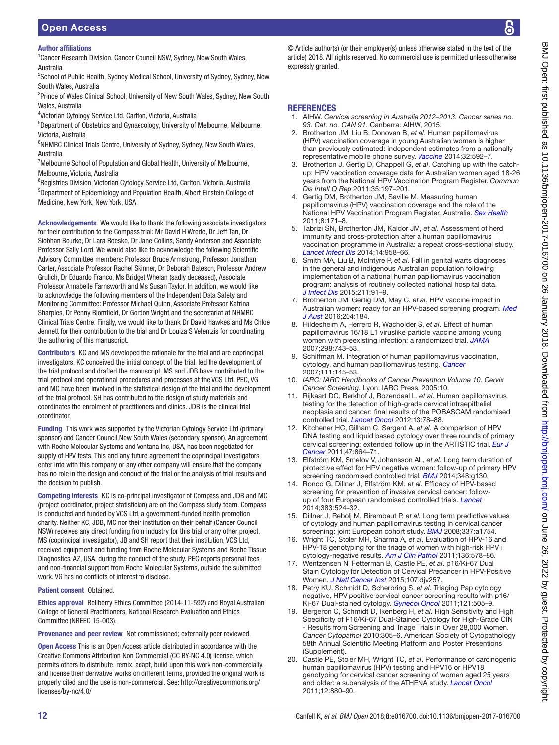**Author affiliations**

[1]Cancer Research Division, Cancer Council NSW, Sydney, New South Wales, Australia
[2]School of Public Health, Sydney Medical School, University of Sydney, Sydney, New South Wales, Australia
[3]Prince of Wales Clinical School, University of New South Wales, Sydney, New South Wales, Australia
[4]Victorian Cytology Service Ltd, Carlton, Victoria, Australia
[5]Department of Obstetrics and Gynaecology, University of Melbourne, Melbourne, Victoria, Australia
[6]NHMRC Clinical Trials Centre, University of Sydney, Sydney, New South Wales, Australia
[7]Melbourne School of Population and Global Health, University of Melbourne, Melbourne, Victoria, Australia
[8]Registries Division, Victorian Cytology Service Ltd, Carlton, Victoria, Australia
[9]Department of Epidemiology and Population Health, Albert Einstein College of Medicine, New York, New York, USA

**Acknowledgements** We would like to thank the following associate investigators for their contribution to the Compass trial: Mr David H Wrede, Dr Jeff Tan, Dr Siobhan Bourke, Dr Lara Roeske, Dr Jane Collins, Sandy Anderson and Associate Professor Sally Lord. We would also like to acknowledge the following Scientific Advisory Committee members: Professor Bruce Armstrong, Professor Jonathan Carter, Associate Professor Rachel Skinner, Dr Deborah Bateson, Professor Andrew Grulich, Dr Eduardo Franco, Ms Bridget Whelan (sadly deceased), Associate Professor Annabelle Farnsworth and Ms Susan Taylor. In addition, we would like to acknowledge the following members of the Independent Data Safety and Monitoring Committee: Professor Michael Quinn, Associate Professor Katrina Sharples, Dr Penny Blomfield, Dr Gordon Wright and the secretariat at NHMRC Clinical Trials Centre. Finally, we would like to thank Dr David Hawkes and Ms Chloe Jennett for their contribution to the trial and Dr Louiza S Velentzis for coordinating the authoring of this manuscript.

**Contributors** KC and MS developed the rationale for the trial and are coprincipal investigators. KC conceived the initial concept of the trial, led the development of the trial protocol and drafted the manuscript. MS and JDB have contributed to the trial protocol and operational procedures and processes at the VCS Ltd. PEC, VG and MC have been involved in the statistical design of the trial and the development of the trial protocol. SH has contributed to the design of study materials and coordinates the enrolment of practitioners and clinics. JDB is the clinical trial coordinator.

**Funding** This work was supported by the Victorian Cytology Service Ltd (primary sponsor) and Cancer Council New South Wales (secondary sponsor). An agreement with Roche Molecular Systems and Ventana Inc, USA, has been negotiated for supply of HPV tests. This and any future agreement the coprincipal investigators enter into with this company or any other company will ensure that the company has no role in the design and conduct of the trial or the analysis of trial results and the decision to publish.

**Competing interests** KC is co-principal investigator of Compass and JDB and MC (project coordinator, project statistician) are on the Compass study team. Compass is conducted and funded by VCS Ltd, a government-funded health promotion charity. Neither KC, JDB, MC nor their institution on their behalf (Cancer Council NSW) receives any direct funding from industry for this trial or any other project. MS (coprincipal investigator), JB and SH report that their institution, VCS Ltd, received equipment and funding from Roche Molecular Systems and Roche Tissue Diagnostics, AZ, USA, during the conduct of the study. PEC reports personal fees and non-financial support from Roche Molecular Systems, outside the submitted work. VG has no conflicts of interest to disclose.

**Patient consent** Obtained.

**Ethics approval** Bellberry Ethics Committee (2014-11-592) and Royal Australian College of General Practitioners, National Research Evaluation and Ethics Committee (NREEC 15-003).

**Provenance and peer review** Not commissioned; externally peer reviewed.

**Open Access** This is an Open Access article distributed in accordance with the Creative Commons Attribution Non Commercial (CC BY-NC 4.0) license, which permits others to distribute, remix, adapt, build upon this work non-commercially, and license their derivative works on different terms, provided the original work is properly cited and the use is non-commercial. See: http://creativecommons.org/licenses/by-nc/4.0/

© Article author(s) (or their employer(s) unless otherwise stated in the text of the article) 2018. All rights reserved. No commercial use is permitted unless otherwise expressly granted.

## REFERENCES

1. AIHW. *Cervical screening in Australia 2012–2013. Cancer series no. 93. Cat. no. CAN 91*. Canberra: AIHW, 2015.
2. Brotherton JM, Liu B, Donovan B, *et al*. Human papillomavirus (HPV) vaccination coverage in young Australian women is higher than previously estimated: independent estimates from a nationally representative mobile phone survey. *Vaccine* 2014;32:592–7.
3. Brotherton J, Gertig D, Chappell G, *et al*. Catching up with the catch-up: HPV vaccination coverage data for Australian women aged 18-26 years from the National HPV Vaccination Program Register. *Commun Dis Intell Q Rep* 2011;35:197–201.
4. Gertig DM, Brotherton JM, Saville M. Measuring human papillomavirus (HPV) vaccination coverage and the role of the National HPV Vaccination Program Register, Australia. *Sex Health* 2011;8:171–8.
5. Tabrizi SN, Brotherton JM, Kaldor JM, *et al*. Assessment of herd immunity and cross-protection after a human papillomavirus vaccination programme in Australia: a repeat cross-sectional study. *Lancet Infect Dis* 2014;14:958–66.
6. Smith MA, Liu B, McIntyre P, *et al*. Fall in genital warts diagnoses in the general and indigenous Australian population following implementation of a national human papillomavirus vaccination program: analysis of routinely collected national hospital data. *J Infect Dis* 2015;211:91–9.
7. Brotherton JM, Gertig DM, May C, *et al*. HPV vaccine impact in Australian women: ready for an HPV-based screening program. *Med J Aust* 2016;204:184.
8. Hildesheim A, Herrero R, Wacholder S, *et al*. Effect of human papillomavirus 16/18 L1 viruslike particle vaccine among young women with preexisting infection: a randomized trial. *JAMA* 2007;298:743–53.
9. Schiffman M. Integration of human papillomavirus vaccination, cytology, and human papillomavirus testing. *Cancer* 2007;111:145–53.
10. *IARC: IARC Handbooks of Cancer Prevention Volume 10. Cervix Cancer Screening*. Lyon: IARC Press, 2005:10.
11. Rijkaart DC, Berkhof J, Rozendaal L, *et al*. Human papillomavirus testing for the detection of high-grade cervical intraepithelial neoplasia and cancer: final results of the POBASCAM randomised controlled trial. *Lancet Oncol* 2012;13:78–88.
12. Kitchener HC, Gilham C, Sargent A, *et al*. A comparison of HPV DNA testing and liquid based cytology over three rounds of primary cervical screening: extended follow up in the ARTISTIC trial. *Eur J Cancer* 2011;47:864–71.
13. Elfström KM, Smelov V, Johansson AL, *et al*. Long term duration of protective effect for HPV negative women: follow-up of primary HPV screening randomised controlled trial. *BMJ* 2014;348:g130.
14. Ronco G, Dillner J, Elfström KM, *et al*. Efficacy of HPV-based screening for prevention of invasive cervical cancer: follow-up of four European randomised controlled trials. *Lancet* 2014;383:524–32.
15. Dillner J, Rebolj M, Birembaut P, *et al*. Long term predictive values of cytology and human papillomavirus testing in cervical cancer screening: joint European cohort study. *BMJ* 2008;337:a1754.
16. Wright TC, Stoler MH, Sharma A, *et al*. Evaluation of HPV-16 and HPV-18 genotyping for the triage of women with high-risk HPV+ cytology-negative results. *Am J Clin Pathol* 2011;136:578–86.
17. Wentzensen N, Fetterman B, Castle PE, *et al*. p16/Ki-67 Dual Stain Cytology for Detection of Cervical Precancer in HPV-Positive Women. *J Natl Cancer Inst* 2015;107:djv257.
18. Petry KU, Schmidt D, Scherbring S, *et al*. Triaging Pap cytology negative, HPV positive cervical cancer screening results with p16/Ki-67 Dual-stained cytology. *Gynecol Oncol* 2011;121:505–9.
19. Bergeron C, Schmidt D, Ikenberg H, *et al*. High Sensitivity and High Specificity of P16/Ki-67 Dual-Stained Cytology for High-Grade CIN - Results from Screening and Triage Trials in Over 28,000 Women. *Cancer Cytopathol* 2010:305–6. American Society of Cytopathology 58th Annual Scientific Meeting Platform and Poster Presentations (Supplement).
20. Castle PE, Stoler MH, Wright TC, *et al*. Performance of carcinogenic human papillomavirus (HPV) testing and HPV16 or HPV18 genotyping for cervical cancer screening of women aged 25 years and older: a subanalysis of the ATHENA study. *Lancet Oncol* 2011;12:880–90.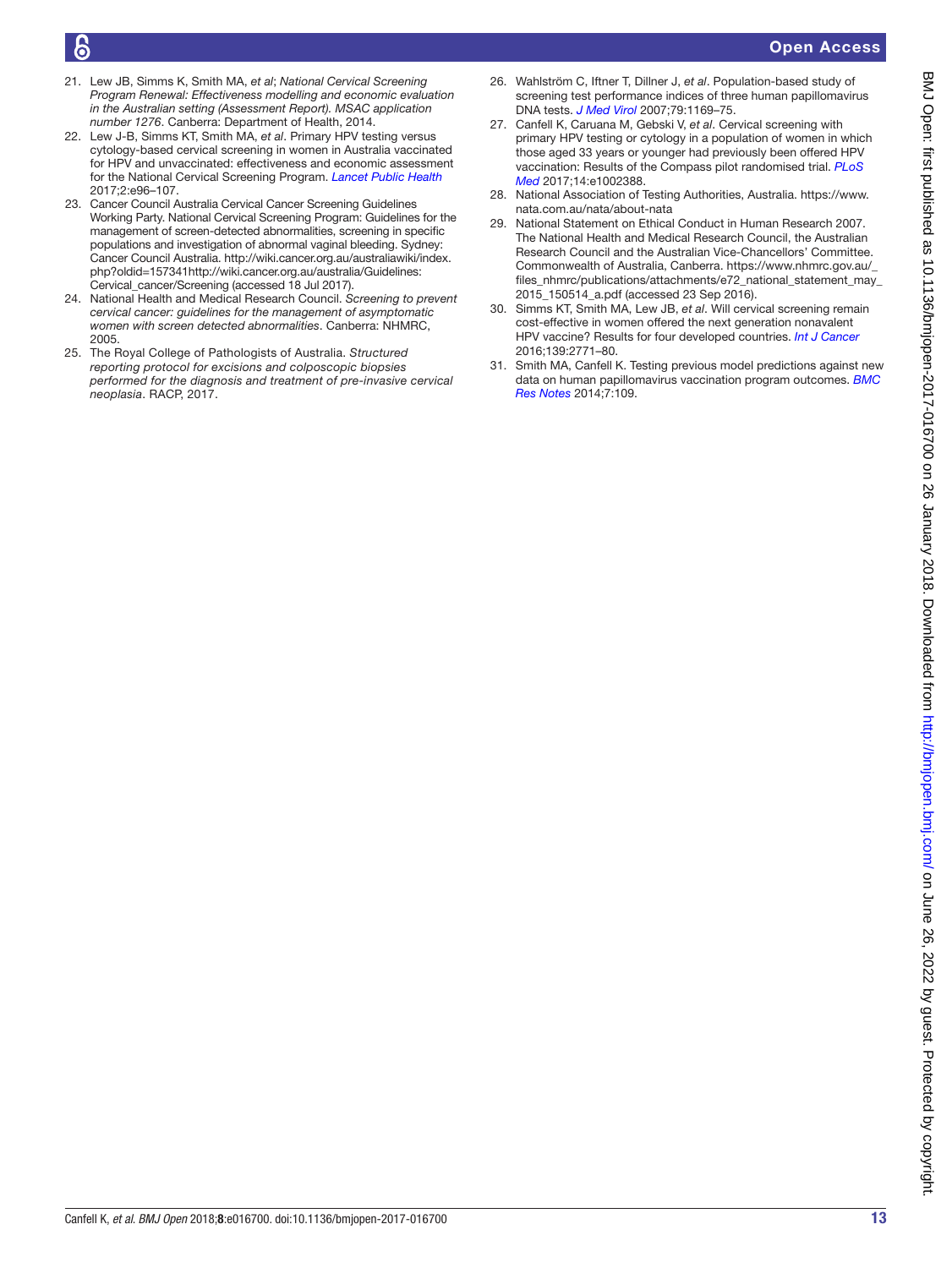21. Lew JB, Simms K, Smith MA, *et al*; *National Cervical Screening Program Renewal: Effectiveness modelling and economic evaluation in the Australian setting (Assessment Report). MSAC application number 1276*. Canberra: Department of Health, 2014.
22. Lew J-B, Simms KT, Smith MA, *et al*. Primary HPV testing versus cytology-based cervical screening in women in Australia vaccinated for HPV and unvaccinated: effectiveness and economic assessment for the National Cervical Screening Program. *Lancet Public Health* 2017;2:e96–107.
23. Cancer Council Australia Cervical Cancer Screening Guidelines Working Party. National Cervical Screening Program: Guidelines for the management of screen-detected abnormalities, screening in specific populations and investigation of abnormal vaginal bleeding. Sydney: Cancer Council Australia. http://wiki.cancer.org.au/australiawiki/index.php?oldid=157341http://wiki.cancer.org.au/australia/Guidelines:Cervical_cancer/Screening (accessed 18 Jul 2017).
24. National Health and Medical Research Council. *Screening to prevent cervical cancer: guidelines for the management of asymptomatic women with screen detected abnormalities*. Canberra: NHMRC, 2005.
25. The Royal College of Pathologists of Australia. *Structured reporting protocol for excisions and colposcopic biopsies performed for the diagnosis and treatment of pre-invasive cervical neoplasia*. RACP, 2017.
26. Wahlström C, Iftner T, Dillner J, *et al*. Population-based study of screening test performance indices of three human papillomavirus DNA tests. *J Med Virol* 2007;79:1169–75.
27. Canfell K, Caruana M, Gebski V, *et al*. Cervical screening with primary HPV testing or cytology in a population of women in which those aged 33 years or younger had previously been offered HPV vaccination: Results of the Compass pilot randomised trial. *PLoS Med* 2017;14:e1002388.
28. National Association of Testing Authorities, Australia. https://www.nata.com.au/nata/about-nata
29. National Statement on Ethical Conduct in Human Research 2007. The National Health and Medical Research Council, the Australian Research Council and the Australian Vice-Chancellors' Committee. Commonwealth of Australia, Canberra. https://www.nhmrc.gov.au/_files_nhmrc/publications/attachments/e72_national_statement_may_2015_150514_a.pdf (accessed 23 Sep 2016).
30. Simms KT, Smith MA, Lew JB, *et al*. Will cervical screening remain cost-effective in women offered the next generation nonavalent HPV vaccine? Results for four developed countries. *Int J Cancer* 2016;139:2771–80.
31. Smith MA, Canfell K. Testing previous model predictions against new data on human papillomavirus vaccination program outcomes. *BMC Res Notes* 2014;7:109.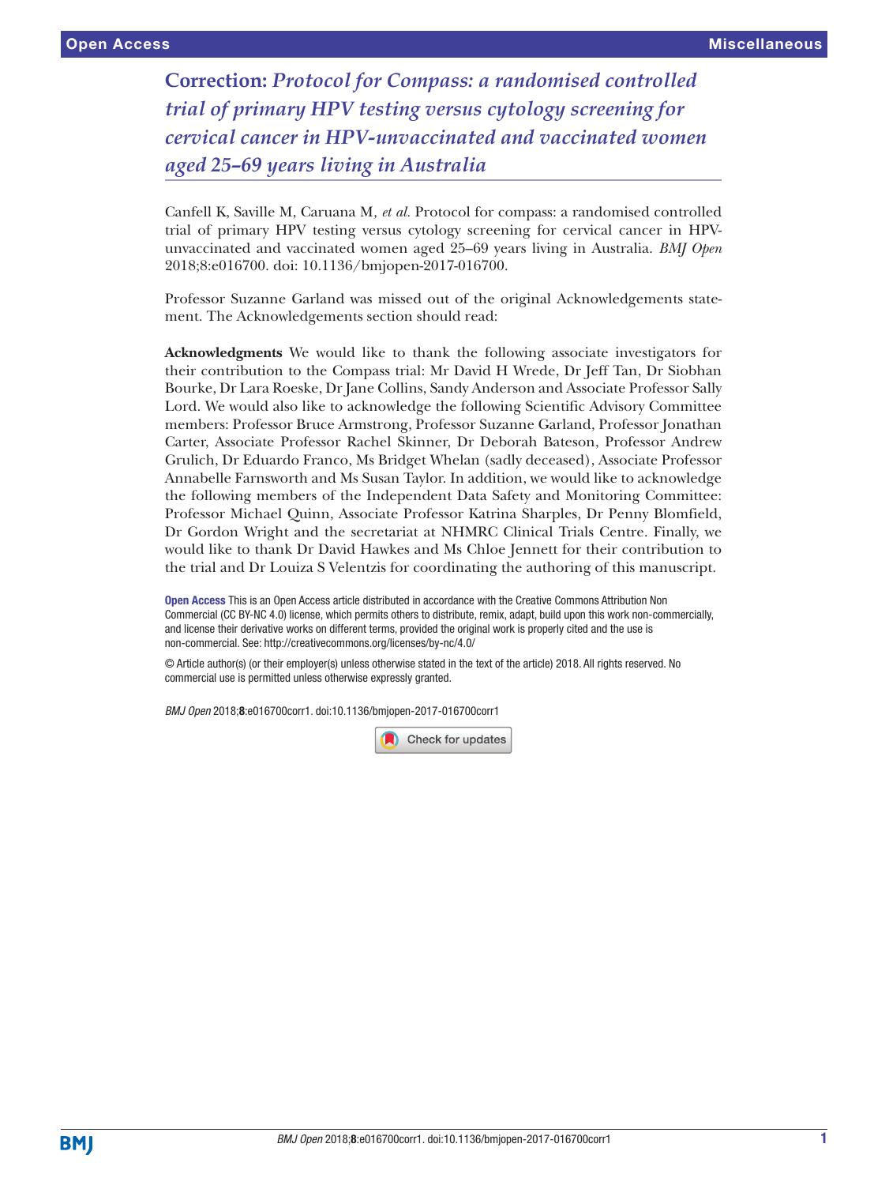# Correction: *Protocol for Compass: a randomised controlled trial of primary HPV testing versus cytology screening for cervical cancer in HPV-unvaccinated and vaccinated women aged 25–69 years living in Australia*

Canfell K, Saville M, Caruana M, *et al*. Protocol for compass: a randomised controlled trial of primary HPV testing versus cytology screening for cervical cancer in HPV-unvaccinated and vaccinated women aged 25–69 years living in Australia. *BMJ Open* 2018;8:e016700. doi: 10.1136/bmjopen-2017-016700.

Professor Suzanne Garland was missed out of the original Acknowledgements statement. The Acknowledgements section should read:

**Acknowledgments** We would like to thank the following associate investigators for their contribution to the Compass trial: Mr David H Wrede, Dr Jeff Tan, Dr Siobhan Bourke, Dr Lara Roeske, Dr Jane Collins, Sandy Anderson and Associate Professor Sally Lord. We would also like to acknowledge the following Scientific Advisory Committee members: Professor Bruce Armstrong, Professor Suzanne Garland, Professor Jonathan Carter, Associate Professor Rachel Skinner, Dr Deborah Bateson, Professor Andrew Grulich, Dr Eduardo Franco, Ms Bridget Whelan (sadly deceased), Associate Professor Annabelle Farnsworth and Ms Susan Taylor. In addition, we would like to acknowledge the following members of the Independent Data Safety and Monitoring Committee: Professor Michael Quinn, Associate Professor Katrina Sharples, Dr Penny Blomfield, Dr Gordon Wright and the secretariat at NHMRC Clinical Trials Centre. Finally, we would like to thank Dr David Hawkes and Ms Chloe Jennett for their contribution to the trial and Dr Louiza S Velentzis for coordinating the authoring of this manuscript.

**Open Access** This is an Open Access article distributed in accordance with the Creative Commons Attribution Non Commercial (CC BY-NC 4.0) license, which permits others to distribute, remix, adapt, build upon this work non-commercially, and license their derivative works on different terms, provided the original work is properly cited and the use is non-commercial. See: http://creativecommons.org/licenses/by-nc/4.0/

© Article author(s) (or their employer(s) unless otherwise stated in the text of the article) 2018. All rights reserved. No commercial use is permitted unless otherwise expressly granted.

*BMJ Open* 2018;**8**:e016700corr1. doi:10.1136/bmjopen-2017-016700corr1